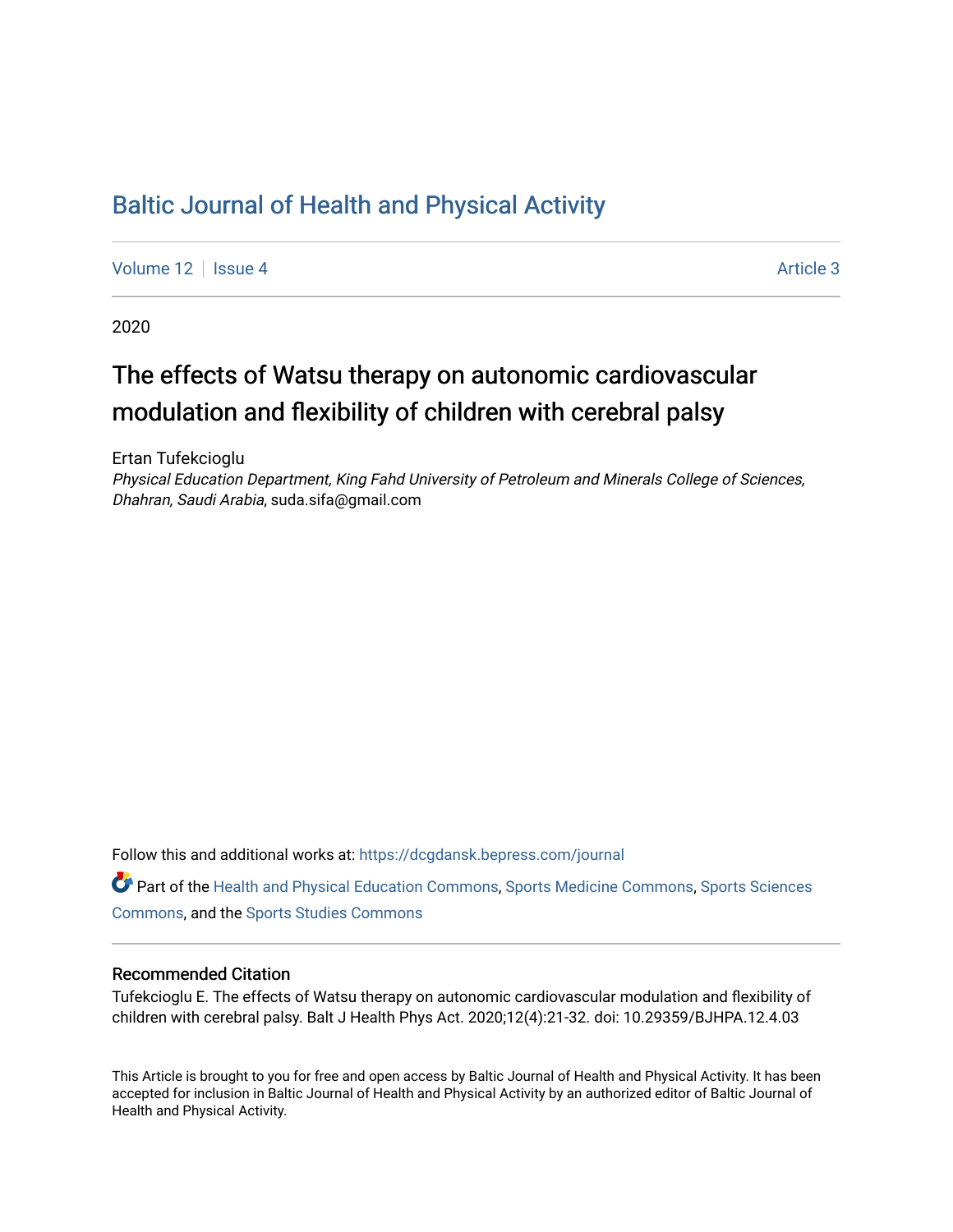# Baltic Journal of Health and Physical Activity

Volume 12 | Issue 4 | Article 3

2020

## The effects of Watsu therapy on autonomic cardiovascular modulation and flexibility of children with cerebral palsy

Ertan Tufekcioglu
*Physical Education Department, King Fahd University of Petroleum and Minerals College of Sciences, Dhahran, Saudi Arabia*, suda.sifa@gmail.com

Follow this and additional works at: https://dcgdansk.bepress.com/journal

Part of the Health and Physical Education Commons, Sports Medicine Commons, Sports Sciences Commons, and the Sports Studies Commons

### Recommended Citation

Tufekcioglu E. The effects of Watsu therapy on autonomic cardiovascular modulation and flexibility of children with cerebral palsy. Balt J Health Phys Act. 2020;12(4):21-32. doi: 10.29359/BJHPA.12.4.03

This Article is brought to you for free and open access by Baltic Journal of Health and Physical Activity. It has been accepted for inclusion in Baltic Journal of Health and Physical Activity by an authorized editor of Baltic Journal of Health and Physical Activity.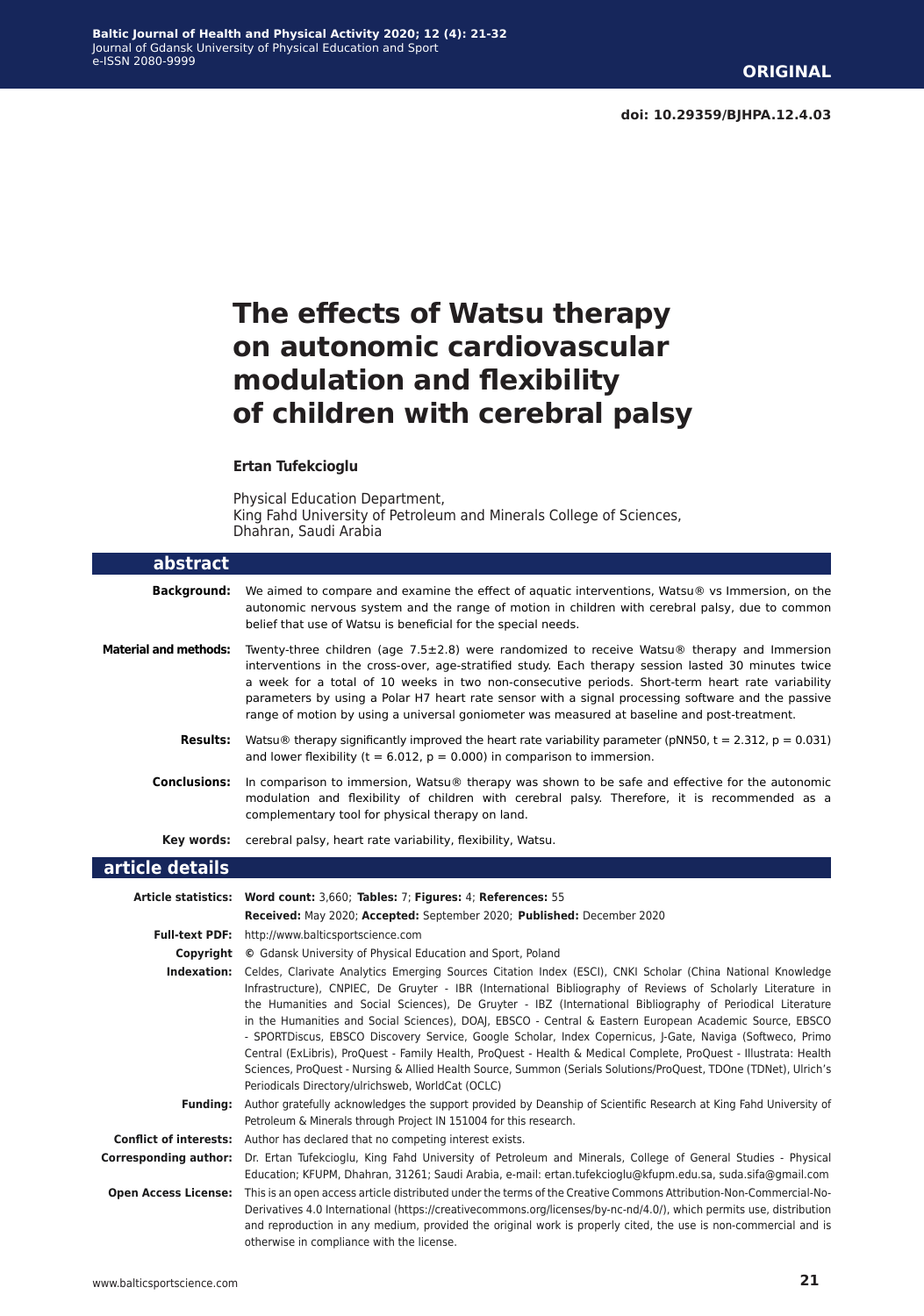**ORIGINAL**

**doi: 10.29359/BJHPA.12.4.03**

# The effects of Watsu therapy on autonomic cardiovascular modulation and flexibility of children with cerebral palsy

**Ertan Tufekcioglu**

Physical Education Department,
King Fahd University of Petroleum and Minerals College of Sciences,
Dhahran, Saudi Arabia

## abstract

**Background:** We aimed to compare and examine the effect of aquatic interventions, Watsu® vs Immersion, on the autonomic nervous system and the range of motion in children with cerebral palsy, due to common belief that use of Watsu is beneficial for the special needs.

**Material and methods:** Twenty-three children (age 7.5±2.8) were randomized to receive Watsu® therapy and Immersion interventions in the cross-over, age-stratified study. Each therapy session lasted 30 minutes twice a week for a total of 10 weeks in two non-consecutive periods. Short-term heart rate variability parameters by using a Polar H7 heart rate sensor with a signal processing software and the passive range of motion by using a universal goniometer was measured at baseline and post-treatment.

**Results:** Watsu® therapy significantly improved the heart rate variability parameter (pNN50, $t = 2.312$, $p = 0.031$) and lower flexibility ($t = 6.012$, $p = 0.000$) in comparison to immersion.

**Conclusions:** In comparison to immersion, Watsu® therapy was shown to be safe and effective for the autonomic modulation and flexibility of children with cerebral palsy. Therefore, it is recommended as a complementary tool for physical therapy on land.

**Key words:** cerebral palsy, heart rate variability, flexibility, Watsu.

## article details

**Article statistics:** **Word count:** 3,660; **Tables:** 7; **Figures:** 4; **References:** 55
**Received:** May 2020; **Accepted:** September 2020; **Published:** December 2020

**Full-text PDF:** http://www.balticsportscience.com

**Copyright** © Gdansk University of Physical Education and Sport, Poland

**Indexation:** Celdes, Clarivate Analytics Emerging Sources Citation Index (ESCI), CNKI Scholar (China National Knowledge Infrastructure), CNPIEC, De Gruyter - IBR (International Bibliography of Reviews of Scholarly Literature in the Humanities and Social Sciences), De Gruyter - IBZ (International Bibliography of Periodical Literature in the Humanities and Social Sciences), DOAJ, EBSCO - Central & Eastern European Academic Source, EBSCO - SPORTDiscus, EBSCO Discovery Service, Google Scholar, Index Copernicus, J-Gate, Naviga (Softweco, Primo Central (ExLibris), ProQuest - Family Health, ProQuest - Health & Medical Complete, ProQuest - Illustrata: Health Sciences, ProQuest - Nursing & Allied Health Source, Summon (Serials Solutions/ProQuest, TDOne (TDNet), Ulrich's Periodicals Directory/ulrichsweb, WorldCat (OCLC)

**Funding:** Author gratefully acknowledges the support provided by Deanship of Scientific Research at King Fahd University of Petroleum & Minerals through Project IN 151004 for this research.

**Conflict of interests:** Author has declared that no competing interest exists.

**Corresponding author:** Dr. Ertan Tufekcioglu, King Fahd University of Petroleum and Minerals, College of General Studies - Physical Education; KFUPM, Dhahran, 31261; Saudi Arabia, e-mail: ertan.tufekcioglu@kfupm.edu.sa, suda.sifa@gmail.com

**Open Access License:** This is an open access article distributed under the terms of the Creative Commons Attribution-Non-Commercial-No-Derivatives 4.0 International (https://creativecommons.org/licenses/by-nc-nd/4.0/), which permits use, distribution and reproduction in any medium, provided the original work is properly cited, the use is non-commercial and is otherwise in compliance with the license.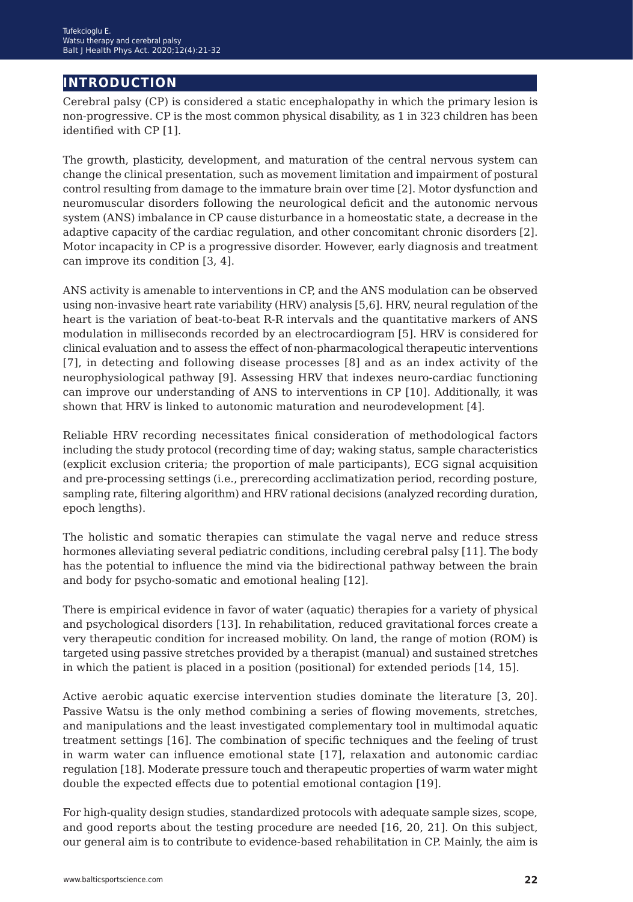## INTRODUCTION

Cerebral palsy (CP) is considered a static encephalopathy in which the primary lesion is non-progressive. CP is the most common physical disability, as 1 in 323 children has been identified with CP [1].

The growth, plasticity, development, and maturation of the central nervous system can change the clinical presentation, such as movement limitation and impairment of postural control resulting from damage to the immature brain over time [2]. Motor dysfunction and neuromuscular disorders following the neurological deficit and the autonomic nervous system (ANS) imbalance in CP cause disturbance in a homeostatic state, a decrease in the adaptive capacity of the cardiac regulation, and other concomitant chronic disorders [2]. Motor incapacity in CP is a progressive disorder. However, early diagnosis and treatment can improve its condition [3, 4].

ANS activity is amenable to interventions in CP, and the ANS modulation can be observed using non-invasive heart rate variability (HRV) analysis [5,6]. HRV, neural regulation of the heart is the variation of beat-to-beat R-R intervals and the quantitative markers of ANS modulation in milliseconds recorded by an electrocardiogram [5]. HRV is considered for clinical evaluation and to assess the effect of non-pharmacological therapeutic interventions [7], in detecting and following disease processes [8] and as an index activity of the neurophysiological pathway [9]. Assessing HRV that indexes neuro-cardiac functioning can improve our understanding of ANS to interventions in CP [10]. Additionally, it was shown that HRV is linked to autonomic maturation and neurodevelopment [4].

Reliable HRV recording necessitates finical consideration of methodological factors including the study protocol (recording time of day; waking status, sample characteristics (explicit exclusion criteria; the proportion of male participants), ECG signal acquisition and pre-processing settings (i.e., prerecording acclimatization period, recording posture, sampling rate, filtering algorithm) and HRV rational decisions (analyzed recording duration, epoch lengths).

The holistic and somatic therapies can stimulate the vagal nerve and reduce stress hormones alleviating several pediatric conditions, including cerebral palsy [11]. The body has the potential to influence the mind via the bidirectional pathway between the brain and body for psycho-somatic and emotional healing [12].

There is empirical evidence in favor of water (aquatic) therapies for a variety of physical and psychological disorders [13]. In rehabilitation, reduced gravitational forces create a very therapeutic condition for increased mobility. On land, the range of motion (ROM) is targeted using passive stretches provided by a therapist (manual) and sustained stretches in which the patient is placed in a position (positional) for extended periods [14, 15].

Active aerobic aquatic exercise intervention studies dominate the literature [3, 20]. Passive Watsu is the only method combining a series of flowing movements, stretches, and manipulations and the least investigated complementary tool in multimodal aquatic treatment settings [16]. The combination of specific techniques and the feeling of trust in warm water can influence emotional state [17], relaxation and autonomic cardiac regulation [18]. Moderate pressure touch and therapeutic properties of warm water might double the expected effects due to potential emotional contagion [19].

For high-quality design studies, standardized protocols with adequate sample sizes, scope, and good reports about the testing procedure are needed [16, 20, 21]. On this subject, our general aim is to contribute to evidence-based rehabilitation in CP. Mainly, the aim is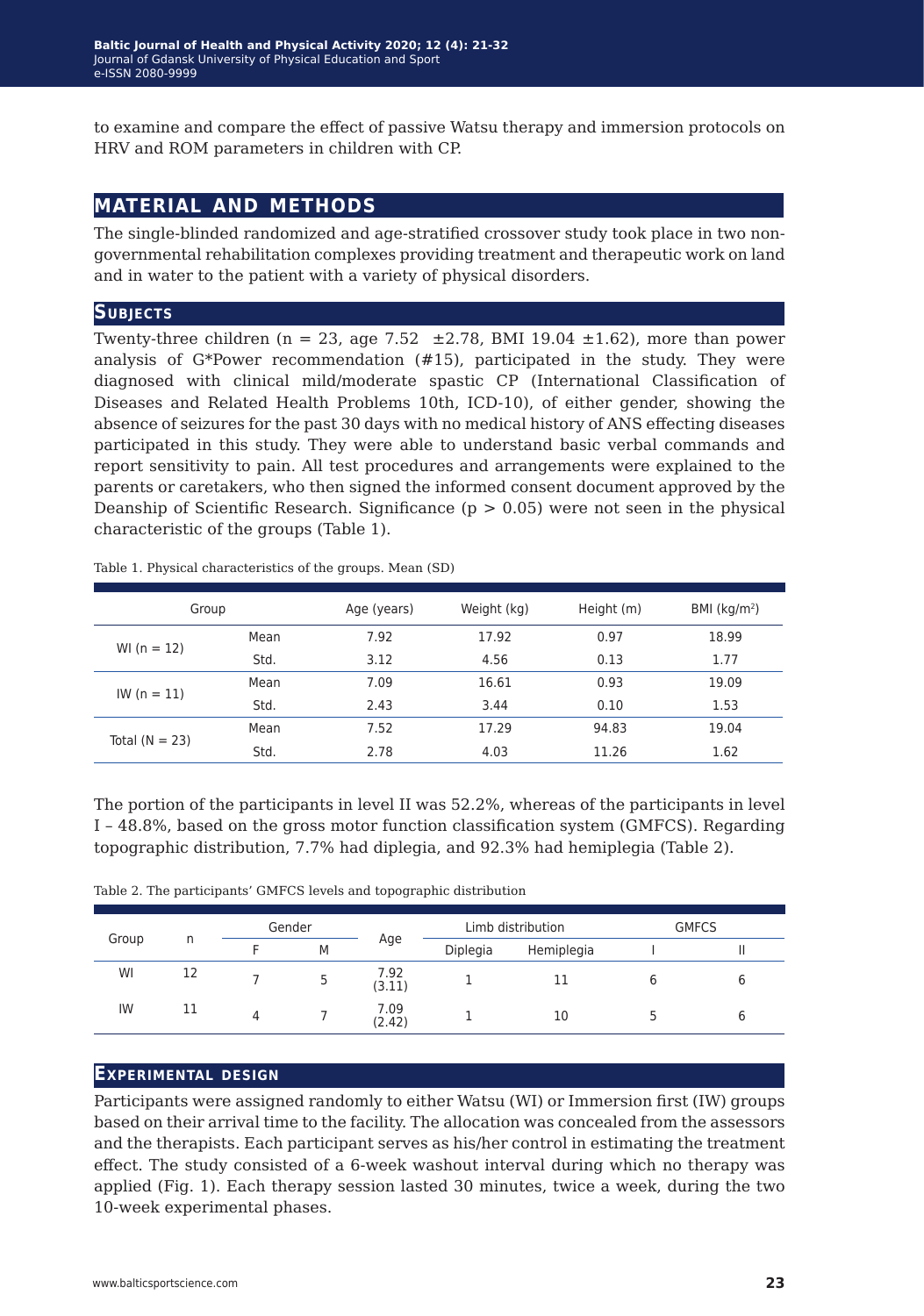to examine and compare the effect of passive Watsu therapy and immersion protocols on HRV and ROM parameters in children with CP.

## MATERIAL AND METHODS

The single-blinded randomized and age-stratified crossover study took place in two non-governmental rehabilitation complexes providing treatment and therapeutic work on land and in water to the patient with a variety of physical disorders.

### Subjects

Twenty-three children (n = 23, age 7.52 ±2.78, BMI 19.04 ±1.62), more than power analysis of G*Power recommendation (#15), participated in the study. They were diagnosed with clinical mild/moderate spastic CP (International Classification of Diseases and Related Health Problems 10th, ICD-10), of either gender, showing the absence of seizures for the past 30 days with no medical history of ANS effecting diseases participated in this study. They were able to understand basic verbal commands and report sensitivity to pain. All test procedures and arrangements were explained to the parents or caretakers, who then signed the informed consent document approved by the Deanship of Scientific Research. Significance ($p > 0.05$) were not seen in the physical characteristic of the groups (Table 1).

Table 1. Physical characteristics of the groups. Mean (SD)

| Group | | Age (years) | Weight (kg) | Height (m) | BMI (kg/m$^2$) |
|---|---|---|---|---|---|
| WI (n = 12) | Mean | 7.92 | 17.92 | 0.97 | 18.99 |
| | Std. | 3.12 | 4.56 | 0.13 | 1.77 |
| IW (n = 11) | Mean | 7.09 | 16.61 | 0.93 | 19.09 |
| | Std. | 2.43 | 3.44 | 0.10 | 1.53 |
| Total (N = 23) | Mean | 7.52 | 17.29 | 94.83 | 19.04 |
| | Std. | 2.78 | 4.03 | 11.26 | 1.62 |

The portion of the participants in level II was 52.2%, whereas of the participants in level I – 48.8%, based on the gross motor function classification system (GMFCS). Regarding topographic distribution, 7.7% had diplegia, and 92.3% had hemiplegia (Table 2).

Table 2. The participants' GMFCS levels and topographic distribution

| Group | n | Gender | | Age | Limb distribution | | GMFCS | |
|---|---|---|---|---|---|---|---|---|
| | | F | M | | Diplegia | Hemiplegia | I | II |
| WI | 12 | 7 | 5 | 7.92 (3.11) | 1 | 11 | 6 | 6 |
| IW | 11 | 4 | 7 | 7.09 (2.42) | 1 | 10 | 5 | 6 |

### Experimental design

Participants were assigned randomly to either Watsu (WI) or Immersion first (IW) groups based on their arrival time to the facility. The allocation was concealed from the assessors and the therapists. Each participant serves as his/her control in estimating the treatment effect. The study consisted of a 6-week washout interval during which no therapy was applied (Fig. 1). Each therapy session lasted 30 minutes, twice a week, during the two 10-week experimental phases.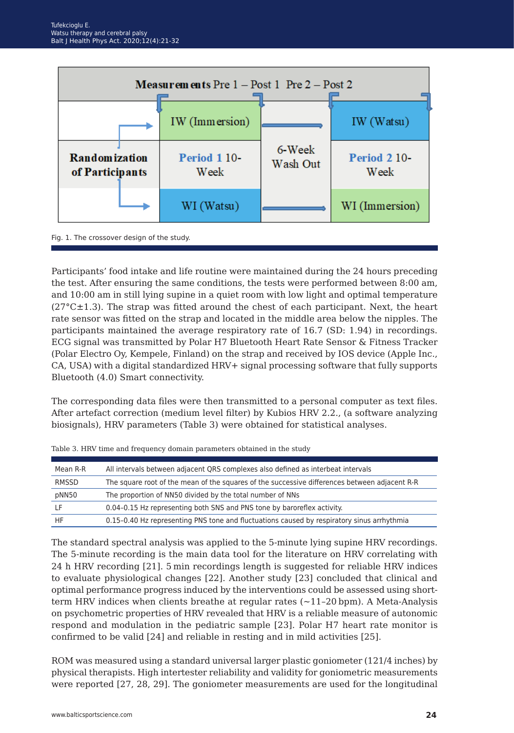| Measurements Pre 1 – Post 1 Pre 2 – Post 2 | | | |
|---|---|---|---|
| | IW (Immersion) | 6-Week Wash Out | IW (Watsu) |
| Randomization of Participants | Period 1 10-Week | | Period 2 10-Week |
| | WI (Watsu) | | WI (Immersion) |

Fig. 1. The crossover design of the study.

Participants' food intake and life routine were maintained during the 24 hours preceding the test. After ensuring the same conditions, the tests were performed between 8:00 am, and 10:00 am in still lying supine in a quiet room with low light and optimal temperature (27°C±1.3). The strap was fitted around the chest of each participant. Next, the heart rate sensor was fitted on the strap and located in the middle area below the nipples. The participants maintained the average respiratory rate of 16.7 (SD: 1.94) in recordings. ECG signal was transmitted by Polar H7 Bluetooth Heart Rate Sensor & Fitness Tracker (Polar Electro Oy, Kempele, Finland) on the strap and received by IOS device (Apple Inc., CA, USA) with a digital standardized HRV+ signal processing software that fully supports Bluetooth (4.0) Smart connectivity.

The corresponding data files were then transmitted to a personal computer as text files. After artefact correction (medium level filter) by Kubios HRV 2.2., (a software analyzing biosignals), HRV parameters (Table 3) were obtained for statistical analyses.

Table 3. HRV time and frequency domain parameters obtained in the study

| | |
|---|---|
| Mean R-R | All intervals between adjacent QRS complexes also defined as interbeat intervals |
| RMSSD | The square root of the mean of the squares of the successive differences between adjacent R-R |
| pNN50 | The proportion of NN50 divided by the total number of NNs |
| LF | 0.04–0.15 Hz representing both SNS and PNS tone by baroreflex activity. |
| HF | 0.15–0.40 Hz representing PNS tone and fluctuations caused by respiratory sinus arrhythmia |

The standard spectral analysis was applied to the 5-minute lying supine HRV recordings. The 5-minute recording is the main data tool for the literature on HRV correlating with 24 h HRV recording [21]. 5 min recordings length is suggested for reliable HRV indices to evaluate physiological changes [22]. Another study [23] concluded that clinical and optimal performance progress induced by the interventions could be assessed using short-term HRV indices when clients breathe at regular rates (~11–20 bpm). A Meta-Analysis on psychometric properties of HRV revealed that HRV is a reliable measure of autonomic respond and modulation in the pediatric sample [23]. Polar H7 heart rate monitor is confirmed to be valid [24] and reliable in resting and in mild activities [25].

ROM was measured using a standard universal larger plastic goniometer (121/4 inches) by physical therapists. High intertester reliability and validity for goniometric measurements were reported [27, 28, 29]. The goniometer measurements are used for the longitudinal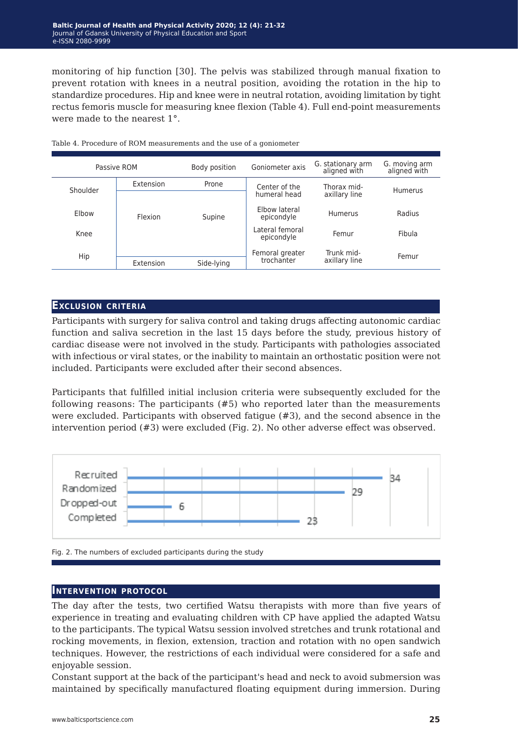monitoring of hip function [30]. The pelvis was stabilized through manual fixation to prevent rotation with knees in a neutral position, avoiding the rotation in the hip to standardize procedures. Hip and knee were in neutral rotation, avoiding limitation by tight rectus femoris muscle for measuring knee flexion (Table 4). Full end-point measurements were made to the nearest 1°.

Table 4. Procedure of ROM measurements and the use of a goniometer

| Passive ROM | | Body position | Goniometer axis | G. stationary arm aligned with | G. moving arm aligned with |
|---|---|---|---|---|---|
| Shoulder | Extension | Prone | Center of the humeral head | Thorax mid-axillary line | Humerus |
| Elbow | Flexion | Supine | Elbow lateral epicondyle | Humerus | Radius |
| Knee | Flexion | Supine | Lateral femoral epicondyle | Femur | Fibula |
| Hip | Flexion | Supine | Femoral greater trochanter | Trunk mid-axillary line | Femur |
| | Extension | Side-lying | | | |

## Exclusion criteria

Participants with surgery for saliva control and taking drugs affecting autonomic cardiac function and saliva secretion in the last 15 days before the study, previous history of cardiac disease were not involved in the study. Participants with pathologies associated with infectious or viral states, or the inability to maintain an orthostatic position were not included. Participants were excluded after their second absences.

Participants that fulfilled initial inclusion criteria were subsequently excluded for the following reasons: The participants (#5) who reported later than the measurements were excluded. Participants with observed fatigue (#3), and the second absence in the intervention period (#3) were excluded (Fig. 2). No other adverse effect was observed.

| | |
|---|---|
| Recruited | 34 |
| Randomized | 29 |
| Dropped-out | 6 |
| Completed | 23 |

Fig. 2. The numbers of excluded participants during the study

## Intervention protocol

The day after the tests, two certified Watsu therapists with more than five years of experience in treating and evaluating children with CP have applied the adapted Watsu to the participants. The typical Watsu session involved stretches and trunk rotational and rocking movements, in flexion, extension, traction and rotation with no open sandwich techniques. However, the restrictions of each individual were considered for a safe and enjoyable session.

Constant support at the back of the participant's head and neck to avoid submersion was maintained by specifically manufactured floating equipment during immersion. During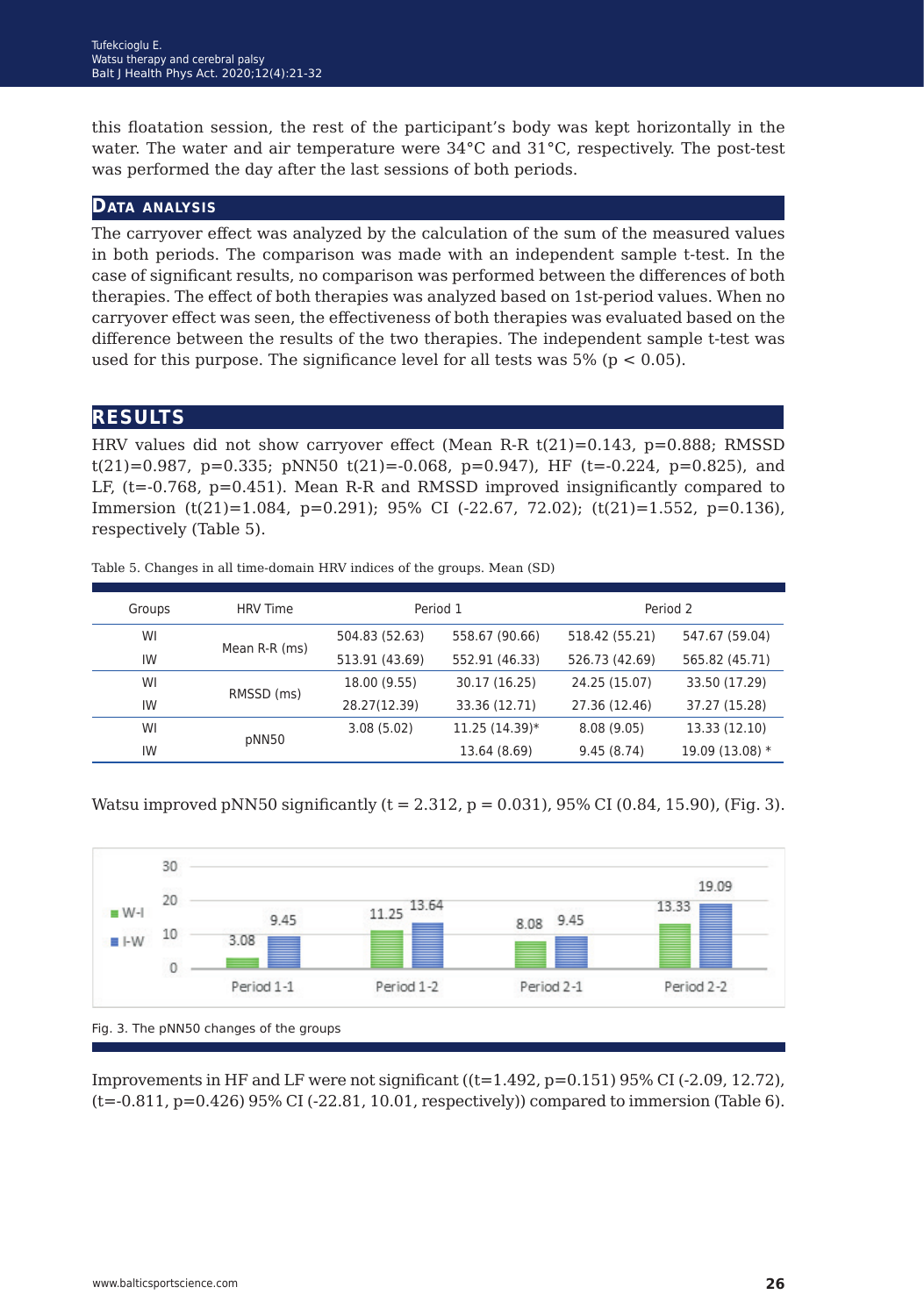this floatation session, the rest of the participant's body was kept horizontally in the water. The water and air temperature were 34°C and 31°C, respectively. The post-test was performed the day after the last sessions of both periods.

## Data analysis

The carryover effect was analyzed by the calculation of the sum of the measured values in both periods. The comparison was made with an independent sample t-test. In the case of significant results, no comparison was performed between the differences of both therapies. The effect of both therapies was analyzed based on 1st-period values. When no carryover effect was seen, the effectiveness of both therapies was evaluated based on the difference between the results of the two therapies. The independent sample t-test was used for this purpose. The significance level for all tests was 5% ($p < 0.05$).

## Results

HRV values did not show carryover effect (Mean R-R $t(21)=0.143$, $p=0.888$; RMSSD $t(21)=0.987$, $p=0.335$; pNN50 $t(21)=-0.068$, $p=0.947$), HF ($t=-0.224$, $p=0.825$), and LF, ($t=-0.768$, $p=0.451$). Mean R-R and RMSSD improved insignificantly compared to Immersion ($t(21)=1.084$, $p=0.291$); 95% CI (-22.67, 72.02); ($t(21)=1.552$, $p=0.136$), respectively (Table 5).

Table 5. Changes in all time-domain HRV indices of the groups. Mean (SD)

| Groups | HRV Time | Period 1 | | Period 2 | |
|---|---|---|---|---|---|
| WI | Mean R-R (ms) | 504.83 (52.63) | 558.67 (90.66) | 518.42 (55.21) | 547.67 (59.04) |
| IW | | 513.91 (43.69) | 552.91 (46.33) | 526.73 (42.69) | 565.82 (45.71) |
| WI | RMSSD (ms) | 18.00 (9.55) | 30.17 (16.25) | 24.25 (15.07) | 33.50 (17.29) |
| IW | | 28.27(12.39) | 33.36 (12.71) | 27.36 (12.46) | 37.27 (15.28) |
| WI | pNN50 | 3.08 (5.02) | 11.25 (14.39)* | 8.08 (9.05) | 13.33 (12.10) |
| IW | | | 13.64 (8.69) | 9.45 (8.74) | 19.09 (13.08) * |

Watsu improved pNN50 significantly ($t = 2.312$, $p = 0.031$), 95% CI (0.84, 15.90), (Fig. 3).

Fig. 3. The pNN50 changes of the groups

Improvements in HF and LF were not significant (($t=1.492$, $p=0.151$) 95% CI (-2.09, 12.72), ($t=-0.811$, $p=0.426$) 95% CI (-22.81, 10.01, respectively)) compared to immersion (Table 6).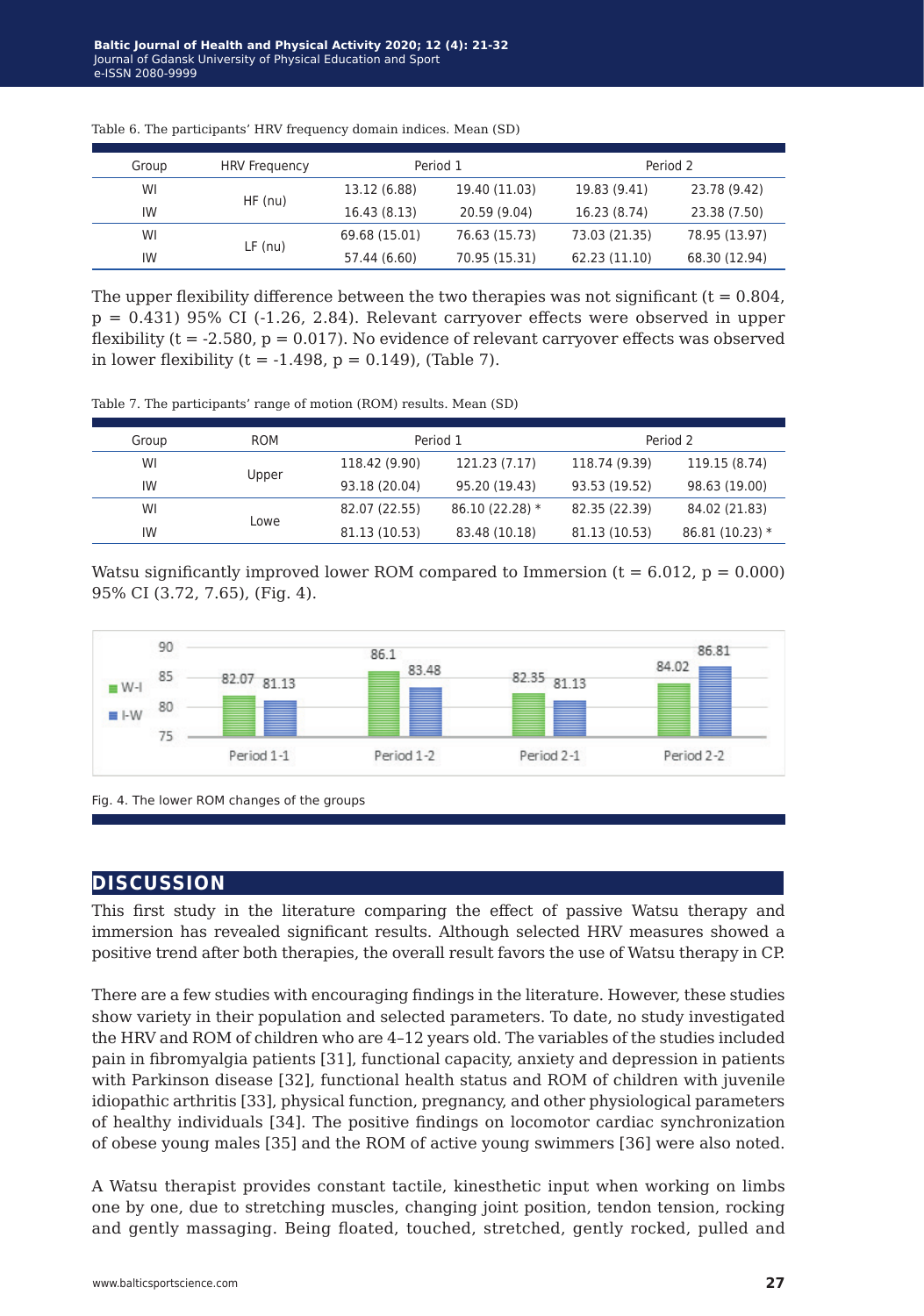Table 6. The participants' HRV frequency domain indices. Mean (SD)

| Group | HRV Frequency | Period 1 | | Period 2 | |
|---|---|---|---|---|---|
| WI | HF (nu) | 13.12 (6.88) | 19.40 (11.03) | 19.83 (9.41) | 23.78 (9.42) |
| IW | | 16.43 (8.13) | 20.59 (9.04) | 16.23 (8.74) | 23.38 (7.50) |
| WI | LF (nu) | 69.68 (15.01) | 76.63 (15.73) | 73.03 (21.35) | 78.95 (13.97) |
| IW | | 57.44 (6.60) | 70.95 (15.31) | 62.23 (11.10) | 68.30 (12.94) |

The upper flexibility difference between the two therapies was not significant ($t = 0.804$, $p = 0.431$) 95% CI (-1.26, 2.84). Relevant carryover effects were observed in upper flexibility ($t = -2.580$, $p = 0.017$). No evidence of relevant carryover effects was observed in lower flexibility ($t = -1.498$, $p = 0.149$), (Table 7).

Table 7. The participants' range of motion (ROM) results. Mean (SD)

| Group | ROM | Period 1 | | Period 2 | |
|---|---|---|---|---|---|
| WI | Upper | 118.42 (9.90) | 121.23 (7.17) | 118.74 (9.39) | 119.15 (8.74) |
| IW | | 93.18 (20.04) | 95.20 (19.43) | 93.53 (19.52) | 98.63 (19.00) |
| WI | Lowe | 82.07 (22.55) | 86.10 (22.28) * | 82.35 (22.39) | 84.02 (21.83) |
| IW | | 81.13 (10.53) | 83.48 (10.18) | 81.13 (10.53) | 86.81 (10.23) * |

Watsu significantly improved lower ROM compared to Immersion ($t = 6.012$, $p = 0.000$) 95% CI (3.72, 7.65), (Fig. 4).

Fig. 4. The lower ROM changes of the groups

## DISCUSSION

This first study in the literature comparing the effect of passive Watsu therapy and immersion has revealed significant results. Although selected HRV measures showed a positive trend after both therapies, the overall result favors the use of Watsu therapy in CP.

There are a few studies with encouraging findings in the literature. However, these studies show variety in their population and selected parameters. To date, no study investigated the HRV and ROM of children who are 4–12 years old. The variables of the studies included pain in fibromyalgia patients [31], functional capacity, anxiety and depression in patients with Parkinson disease [32], functional health status and ROM of children with juvenile idiopathic arthritis [33], physical function, pregnancy, and other physiological parameters of healthy individuals [34]. The positive findings on locomotor cardiac synchronization of obese young males [35] and the ROM of active young swimmers [36] were also noted.

A Watsu therapist provides constant tactile, kinesthetic input when working on limbs one by one, due to stretching muscles, changing joint position, tendon tension, rocking and gently massaging. Being floated, touched, stretched, gently rocked, pulled and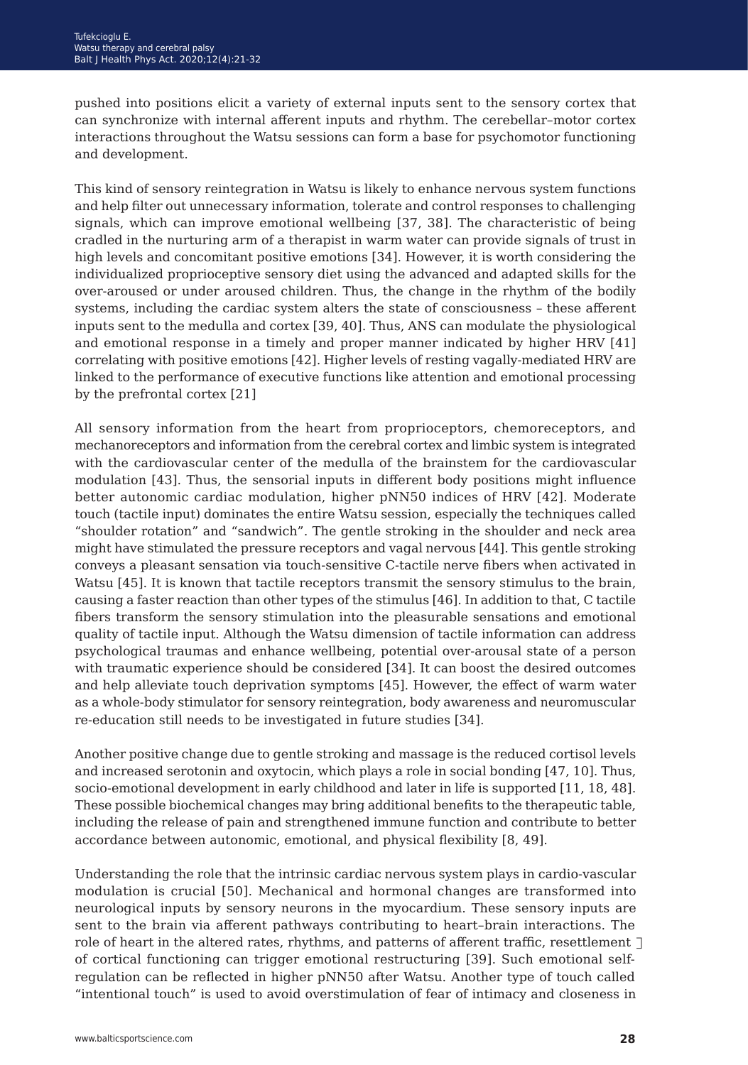pushed into positions elicit a variety of external inputs sent to the sensory cortex that can synchronize with internal afferent inputs and rhythm. The cerebellar–motor cortex interactions throughout the Watsu sessions can form a base for psychomotor functioning and development.

This kind of sensory reintegration in Watsu is likely to enhance nervous system functions and help filter out unnecessary information, tolerate and control responses to challenging signals, which can improve emotional wellbeing [37, 38]. The characteristic of being cradled in the nurturing arm of a therapist in warm water can provide signals of trust in high levels and concomitant positive emotions [34]. However, it is worth considering the individualized proprioceptive sensory diet using the advanced and adapted skills for the over-aroused or under aroused children. Thus, the change in the rhythm of the bodily systems, including the cardiac system alters the state of consciousness – these afferent inputs sent to the medulla and cortex [39, 40]. Thus, ANS can modulate the physiological and emotional response in a timely and proper manner indicated by higher HRV [41] correlating with positive emotions [42]. Higher levels of resting vagally-mediated HRV are linked to the performance of executive functions like attention and emotional processing by the prefrontal cortex [21]

All sensory information from the heart from proprioceptors, chemoreceptors, and mechanoreceptors and information from the cerebral cortex and limbic system is integrated with the cardiovascular center of the medulla of the brainstem for the cardiovascular modulation [43]. Thus, the sensorial inputs in different body positions might influence better autonomic cardiac modulation, higher pNN50 indices of HRV [42]. Moderate touch (tactile input) dominates the entire Watsu session, especially the techniques called "shoulder rotation" and "sandwich". The gentle stroking in the shoulder and neck area might have stimulated the pressure receptors and vagal nervous [44]. This gentle stroking conveys a pleasant sensation via touch-sensitive C-tactile nerve fibers when activated in Watsu [45]. It is known that tactile receptors transmit the sensory stimulus to the brain, causing a faster reaction than other types of the stimulus [46]. In addition to that, C tactile fibers transform the sensory stimulation into the pleasurable sensations and emotional quality of tactile input. Although the Watsu dimension of tactile information can address psychological traumas and enhance wellbeing, potential over-arousal state of a person with traumatic experience should be considered [34]. It can boost the desired outcomes and help alleviate touch deprivation symptoms [45]. However, the effect of warm water as a whole-body stimulator for sensory reintegration, body awareness and neuromuscular re-education still needs to be investigated in future studies [34].

Another positive change due to gentle stroking and massage is the reduced cortisol levels and increased serotonin and oxytocin, which plays a role in social bonding [47, 10]. Thus, socio-emotional development in early childhood and later in life is supported [11, 18, 48]. These possible biochemical changes may bring additional benefits to the therapeutic table, including the release of pain and strengthened immune function and contribute to better accordance between autonomic, emotional, and physical flexibility [8, 49].

Understanding the role that the intrinsic cardiac nervous system plays in cardio-vascular modulation is crucial [50]. Mechanical and hormonal changes are transformed into neurological inputs by sensory neurons in the myocardium. These sensory inputs are sent to the brain via afferent pathways contributing to heart–brain interactions. The role of heart in the altered rates, rhythms, and patterns of afferent traffic, resettlement of cortical functioning can trigger emotional restructuring [39]. Such emotional self-regulation can be reflected in higher pNN50 after Watsu. Another type of touch called "intentional touch" is used to avoid overstimulation of fear of intimacy and closeness in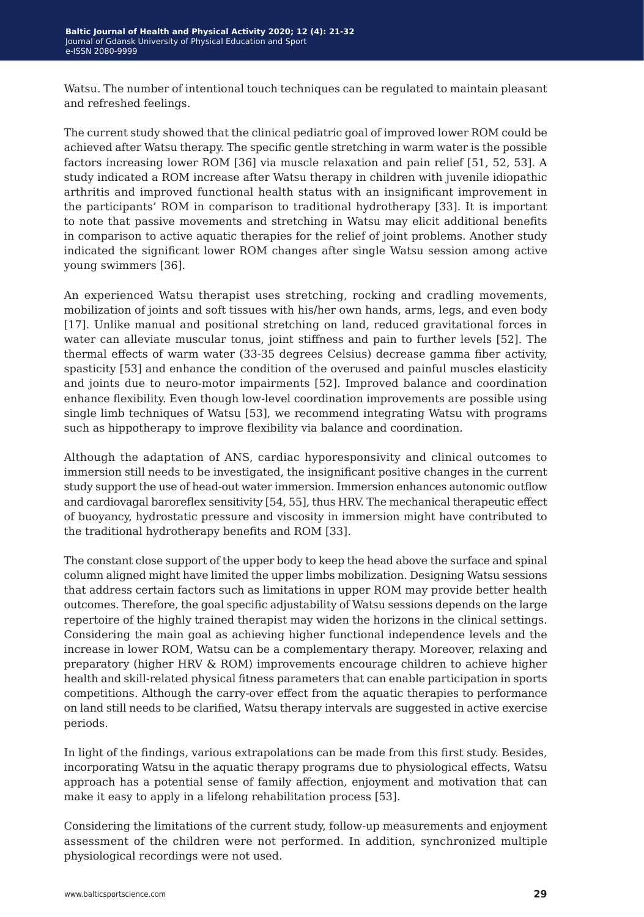Watsu. The number of intentional touch techniques can be regulated to maintain pleasant and refreshed feelings.

The current study showed that the clinical pediatric goal of improved lower ROM could be achieved after Watsu therapy. The specific gentle stretching in warm water is the possible factors increasing lower ROM [36] via muscle relaxation and pain relief [51, 52, 53]. A study indicated a ROM increase after Watsu therapy in children with juvenile idiopathic arthritis and improved functional health status with an insignificant improvement in the participants' ROM in comparison to traditional hydrotherapy [33]. It is important to note that passive movements and stretching in Watsu may elicit additional benefits in comparison to active aquatic therapies for the relief of joint problems. Another study indicated the significant lower ROM changes after single Watsu session among active young swimmers [36].

An experienced Watsu therapist uses stretching, rocking and cradling movements, mobilization of joints and soft tissues with his/her own hands, arms, legs, and even body [17]. Unlike manual and positional stretching on land, reduced gravitational forces in water can alleviate muscular tonus, joint stiffness and pain to further levels [52]. The thermal effects of warm water (33-35 degrees Celsius) decrease gamma fiber activity, spasticity [53] and enhance the condition of the overused and painful muscles elasticity and joints due to neuro-motor impairments [52]. Improved balance and coordination enhance flexibility. Even though low-level coordination improvements are possible using single limb techniques of Watsu [53], we recommend integrating Watsu with programs such as hippotherapy to improve flexibility via balance and coordination.

Although the adaptation of ANS, cardiac hyporesponsivity and clinical outcomes to immersion still needs to be investigated, the insignificant positive changes in the current study support the use of head-out water immersion. Immersion enhances autonomic outflow and cardiovagal baroreflex sensitivity [54, 55], thus HRV. The mechanical therapeutic effect of buoyancy, hydrostatic pressure and viscosity in immersion might have contributed to the traditional hydrotherapy benefits and ROM [33].

The constant close support of the upper body to keep the head above the surface and spinal column aligned might have limited the upper limbs mobilization. Designing Watsu sessions that address certain factors such as limitations in upper ROM may provide better health outcomes. Therefore, the goal specific adjustability of Watsu sessions depends on the large repertoire of the highly trained therapist may widen the horizons in the clinical settings. Considering the main goal as achieving higher functional independence levels and the increase in lower ROM, Watsu can be a complementary therapy. Moreover, relaxing and preparatory (higher HRV & ROM) improvements encourage children to achieve higher health and skill-related physical fitness parameters that can enable participation in sports competitions. Although the carry-over effect from the aquatic therapies to performance on land still needs to be clarified, Watsu therapy intervals are suggested in active exercise periods.

In light of the findings, various extrapolations can be made from this first study. Besides, incorporating Watsu in the aquatic therapy programs due to physiological effects, Watsu approach has a potential sense of family affection, enjoyment and motivation that can make it easy to apply in a lifelong rehabilitation process [53].

Considering the limitations of the current study, follow-up measurements and enjoyment assessment of the children were not performed. In addition, synchronized multiple physiological recordings were not used.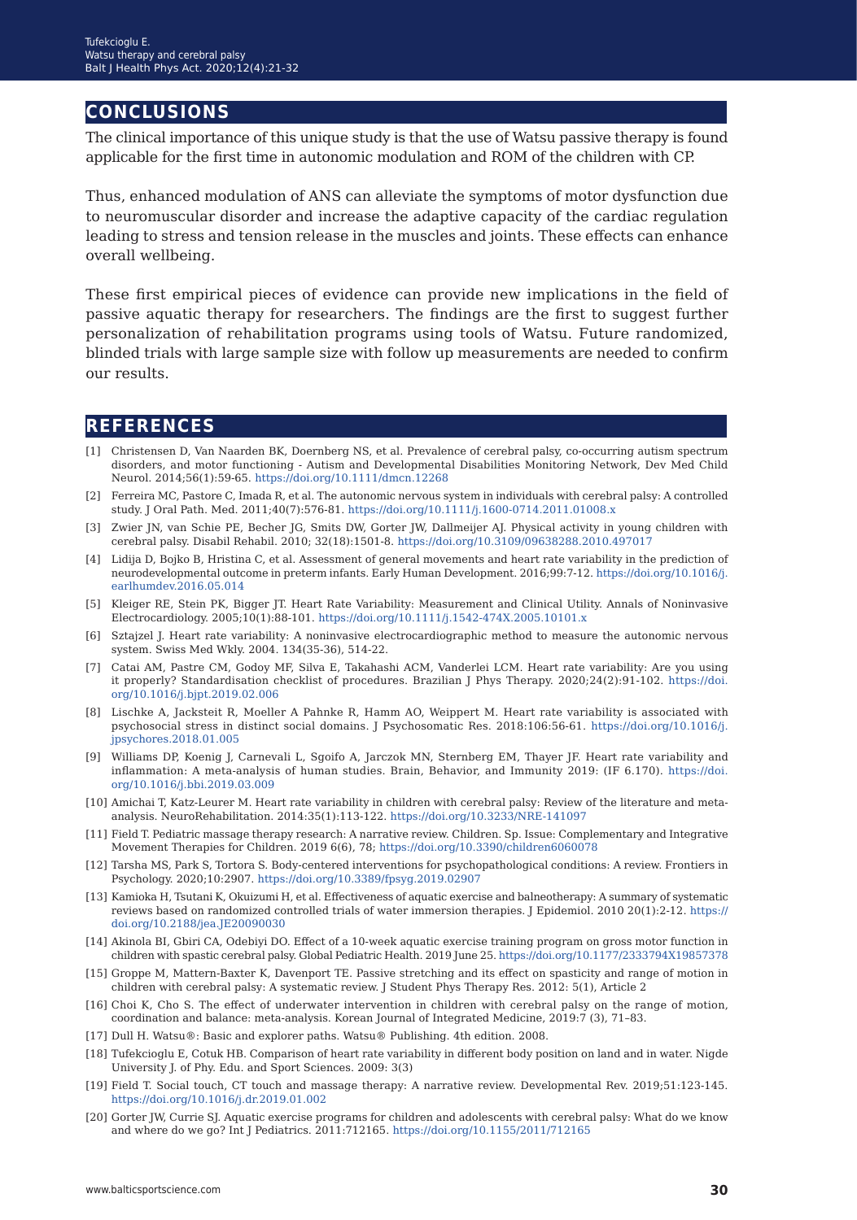## CONCLUSIONS

The clinical importance of this unique study is that the use of Watsu passive therapy is found applicable for the first time in autonomic modulation and ROM of the children with CP.

Thus, enhanced modulation of ANS can alleviate the symptoms of motor dysfunction due to neuromuscular disorder and increase the adaptive capacity of the cardiac regulation leading to stress and tension release in the muscles and joints. These effects can enhance overall wellbeing.

These first empirical pieces of evidence can provide new implications in the field of passive aquatic therapy for researchers. The findings are the first to suggest further personalization of rehabilitation programs using tools of Watsu. Future randomized, blinded trials with large sample size with follow up measurements are needed to confirm our results.

## REFERENCES

[1] Christensen D, Van Naarden BK, Doernberg NS, et al. Prevalence of cerebral palsy, co-occurring autism spectrum disorders, and motor functioning - Autism and Developmental Disabilities Monitoring Network, Dev Med Child Neurol. 2014;56(1):59-65. https://doi.org/10.1111/dmcn.12268

[2] Ferreira MC, Pastore C, Imada R, et al. The autonomic nervous system in individuals with cerebral palsy: A controlled study. J Oral Path. Med. 2011;40(7):576-81. https://doi.org/10.1111/j.1600-0714.2011.01008.x

[3] Zwier JN, van Schie PE, Becher JG, Smits DW, Gorter JW, Dallmeijer AJ. Physical activity in young children with cerebral palsy. Disabil Rehabil. 2010; 32(18):1501-8. https://doi.org/10.3109/09638288.2010.497017

[4] Lidija D, Bojko B, Hristina C, et al. Assessment of general movements and heart rate variability in the prediction of neurodevelopmental outcome in preterm infants. Early Human Development. 2016;99:7-12. https://doi.org/10.1016/j.earlhumdev.2016.05.014

[5] Kleiger RE, Stein PK, Bigger JT. Heart Rate Variability: Measurement and Clinical Utility. Annals of Noninvasive Electrocardiology. 2005;10(1):88-101. https://doi.org/10.1111/j.1542-474X.2005.10101.x

[6] Sztajzel J. Heart rate variability: A noninvasive electrocardiographic method to measure the autonomic nervous system. Swiss Med Wkly. 2004. 134(35-36), 514-22.

[7] Catai AM, Pastre CM, Godoy MF, Silva E, Takahashi ACM, Vanderlei LCM. Heart rate variability: Are you using it properly? Standardisation checklist of procedures. Brazilian J Phys Therapy. 2020;24(2):91-102. https://doi.org/10.1016/j.bjpt.2019.02.006

[8] Lischke A, Jacksteit R, Moeller A Pahnke R, Hamm AO, Weippert M. Heart rate variability is associated with psychosocial stress in distinct social domains. J Psychosomatic Res. 2018:106:56-61. https://doi.org/10.1016/j.jpsychores.2018.01.005

[9] Williams DP, Koenig J, Carnevali L, Sgoifo A, Jarczok MN, Sternberg EM, Thayer JF. Heart rate variability and inflammation: A meta-analysis of human studies. Brain, Behavior, and Immunity 2019: (IF 6.170). https://doi.org/10.1016/j.bbi.2019.03.009

[10] Amichai T, Katz-Leurer M. Heart rate variability in children with cerebral palsy: Review of the literature and meta-analysis. NeuroRehabilitation. 2014:35(1):113-122. https://doi.org/10.3233/NRE-141097

[11] Field T. Pediatric massage therapy research: A narrative review. Children. Sp. Issue: Complementary and Integrative Movement Therapies for Children. 2019 6(6), 78; https://doi.org/10.3390/children6060078

[12] Tarsha MS, Park S, Tortora S. Body-centered interventions for psychopathological conditions: A review. Frontiers in Psychology. 2020;10:2907. https://doi.org/10.3389/fpsyg.2019.02907

[13] Kamioka H, Tsutani K, Okuizumi H, et al. Effectiveness of aquatic exercise and balneotherapy: A summary of systematic reviews based on randomized controlled trials of water immersion therapies. J Epidemiol. 2010 20(1):2-12. https://doi.org/10.2188/jea.JE20090030

[14] Akinola BI, Gbiri CA, Odebiyi DO. Effect of a 10-week aquatic exercise training program on gross motor function in children with spastic cerebral palsy. Global Pediatric Health. 2019 June 25. https://doi.org/10.1177/2333794X19857378

[15] Groppe M, Mattern-Baxter K, Davenport TE. Passive stretching and its effect on spasticity and range of motion in children with cerebral palsy: A systematic review. J Student Phys Therapy Res. 2012: 5(1), Article 2

[16] Choi K, Cho S. The effect of underwater intervention in children with cerebral palsy on the range of motion, coordination and balance: meta-analysis. Korean Journal of Integrated Medicine, 2019:7 (3), 71–83.

[17] Dull H. Watsu®: Basic and explorer paths. Watsu® Publishing. 4th edition. 2008.

[18] Tufekcioglu E, Cotuk HB. Comparison of heart rate variability in different body position on land and in water. Nigde University J. of Phy. Edu. and Sport Sciences. 2009: 3(3)

[19] Field T. Social touch, CT touch and massage therapy: A narrative review. Developmental Rev. 2019;51:123-145. https://doi.org/10.1016/j.dr.2019.01.002

[20] Gorter JW, Currie SJ. Aquatic exercise programs for children and adolescents with cerebral palsy: What do we know and where do we go? Int J Pediatrics. 2011:712165. https://doi.org/10.1155/2011/712165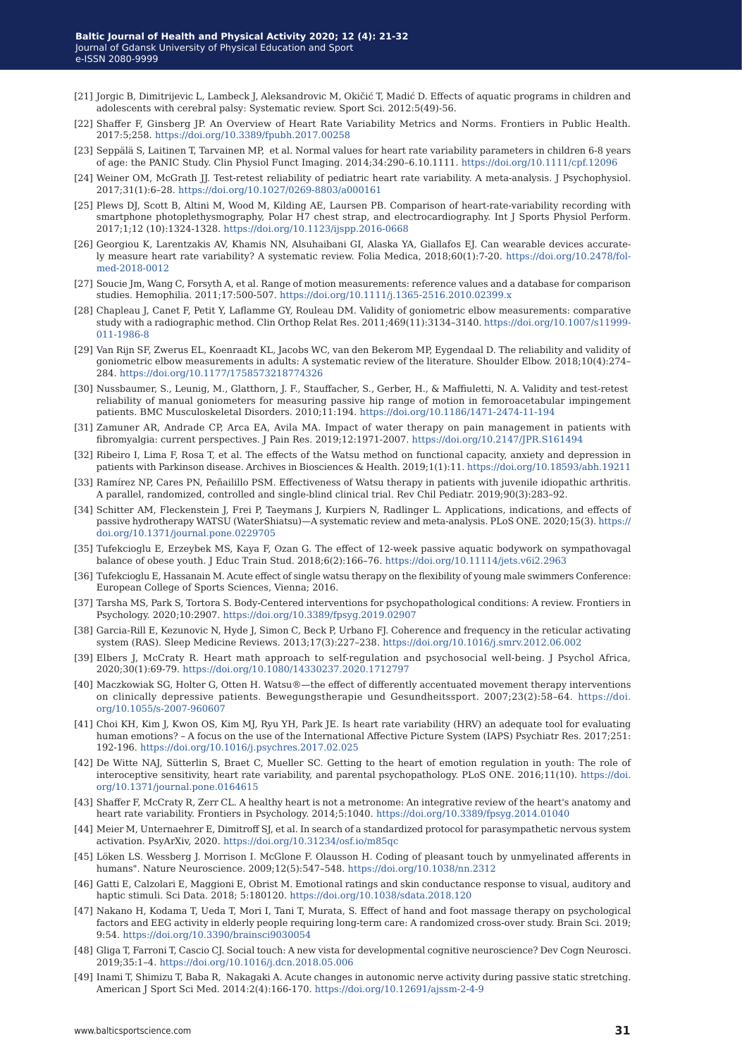[21] Jorgic B, Dimitrijevic L, Lambeck J, Aleksandrovic M, Okičić T, Madić D. Effects of aquatic programs in children and adolescents with cerebral palsy: Systematic review. Sport Sci. 2012:5(49)-56.

[22] Shaffer F, Ginsberg JP. An Overview of Heart Rate Variability Metrics and Norms. Frontiers in Public Health. 2017:5;258. https://doi.org/10.3389/fpubh.2017.00258

[23] Seppälä S, Laitinen T, Tarvainen MP, et al. Normal values for heart rate variability parameters in children 6-8 years of age: the PANIC Study. Clin Physiol Funct Imaging. 2014;34:290–6.10.1111. https://doi.org/10.1111/cpf.12096

[24] Weiner OM, McGrath JJ. Test-retest reliability of pediatric heart rate variability. A meta-analysis. J Psychophysiol. 2017;31(1):6–28. https://doi.org/10.1027/0269-8803/a000161

[25] Plews DJ, Scott B, Altini M, Wood M, Kilding AE, Laursen PB. Comparison of heart-rate-variability recording with smartphone photoplethysmography, Polar H7 chest strap, and electrocardiography. Int J Sports Physiol Perform. 2017;1;12 (10):1324-1328. https://doi.org/10.1123/ijspp.2016-0668

[26] Georgiou K, Larentzakis AV, Khamis NN, Alsuhaibani GI, Alaska YA, Giallafos EJ. Can wearable devices accurately measure heart rate variability? A systematic review. Folia Medica, 2018;60(1):7-20. https://doi.org/10.2478/folmed-2018-0012

[27] Soucie Jm, Wang C, Forsyth A, et al. Range of motion measurements: reference values and a database for comparison studies. Hemophilia. 2011;17:500-507. https://doi.org/10.1111/j.1365-2516.2010.02399.x

[28] Chapleau J, Canet F, Petit Y, Laflamme GY, Rouleau DM. Validity of goniometric elbow measurements: comparative study with a radiographic method. Clin Orthop Relat Res. 2011;469(11):3134–3140. https://doi.org/10.1007/s11999-011-1986-8

[29] Van Rijn SF, Zwerus EL, Koenraadt KL, Jacobs WC, van den Bekerom MP, Eygendaal D. The reliability and validity of goniometric elbow measurements in adults: A systematic review of the literature. Shoulder Elbow. 2018;10(4):274–284. https://doi.org/10.1177/1758573218774326

[30] Nussbaumer, S., Leunig, M., Glatthorn, J. F., Stauffacher, S., Gerber, H., & Maffiuletti, N. A. Validity and test-retest reliability of manual goniometers for measuring passive hip range of motion in femoroacetabular impingement patients. BMC Musculoskeletal Disorders. 2010;11:194. https://doi.org/10.1186/1471-2474-11-194

[31] Zamuner AR, Andrade CP, Arca EA, Avila MA. Impact of water therapy on pain management in patients with fibromyalgia: current perspectives. J Pain Res. 2019;12:1971-2007. https://doi.org/10.2147/JPR.S161494

[32] Ribeiro I, Lima F, Rosa T, et al. The effects of the Watsu method on functional capacity, anxiety and depression in patients with Parkinson disease. Archives in Biosciences & Health. 2019;1(1):11. https://doi.org/10.18593/abh.19211

[33] Ramírez NP, Cares PN, Peñailillo PSM. Effectiveness of Watsu therapy in patients with juvenile idiopathic arthritis. A parallel, randomized, controlled and single-blind clinical trial. Rev Chil Pediatr. 2019;90(3):283–92.

[34] Schitter AM, Fleckenstein J, Frei P, Taeymans J, Kurpiers N, Radlinger L. Applications, indications, and effects of passive hydrotherapy WATSU (WaterShiatsu)—A systematic review and meta-analysis. PLoS ONE. 2020;15(3). https://doi.org/10.1371/journal.pone.0229705

[35] Tufekcioglu E, Erzeybek MS, Kaya F, Ozan G. The effect of 12-week passive aquatic bodywork on sympathovagal balance of obese youth. J Educ Train Stud. 2018;6(2):166–76. https://doi.org/10.11114/jets.v6i2.2963

[36] Tufekcioglu E, Hassanain M. Acute effect of single watsu therapy on the flexibility of young male swimmers Conference: European College of Sports Sciences, Vienna; 2016.

[37] Tarsha MS, Park S, Tortora S. Body-Centered interventions for psychopathological conditions: A review. Frontiers in Psychology. 2020;10:2907. https://doi.org/10.3389/fpsyg.2019.02907

[38] Garcia-Rill E, Kezunovic N, Hyde J, Simon C, Beck P, Urbano FJ. Coherence and frequency in the reticular activating system (RAS). Sleep Medicine Reviews. 2013;17(3):227–238. https://doi.org/10.1016/j.smrv.2012.06.002

[39] Elbers J, McCraty R. Heart math approach to self-regulation and psychosocial well-being. J Psychol Africa, 2020;30(1):69-79. https://doi.org/10.1080/14330237.2020.1712797

[40] Maczkowiak SG, Holter G, Otten H. Watsu®—the effect of differently accentuated movement therapy interventions on clinically depressive patients. Bewegungstherapie und Gesundheitssport. 2007;23(2):58–64. https://doi.org/10.1055/s-2007-960607

[41] Choi KH, Kim J, Kwon OS, Kim MJ, Ryu YH, Park JE. Is heart rate variability (HRV) an adequate tool for evaluating human emotions? – A focus on the use of the International Affective Picture System (IAPS) Psychiatr Res. 2017;251: 192-196. https://doi.org/10.1016/j.psychres.2017.02.025

[42] De Witte NAJ, Sütterlin S, Braet C, Mueller SC. Getting to the heart of emotion regulation in youth: The role of interoceptive sensitivity, heart rate variability, and parental psychopathology. PLoS ONE. 2016;11(10). https://doi.org/10.1371/journal.pone.0164615

[43] Shaffer F, McCraty R, Zerr CL. A healthy heart is not a metronome: An integrative review of the heart's anatomy and heart rate variability. Frontiers in Psychology. 2014;5:1040. https://doi.org/10.3389/fpsyg.2014.01040

[44] Meier M, Unternaehrer E, Dimitroff SJ, et al. In search of a standardized protocol for parasympathetic nervous system activation. PsyArXiv, 2020. https://doi.org/10.31234/osf.io/m85qc

[45] Löken LS. Wessberg J. Morrison I. McGlone F. Olausson H. Coding of pleasant touch by unmyelinated afferents in humans". Nature Neuroscience. 2009;12(5):547–548. https://doi.org/10.1038/nn.2312

[46] Gatti E, Calzolari E, Maggioni E, Obrist M. Emotional ratings and skin conductance response to visual, auditory and haptic stimuli. Sci Data. 2018; 5:180120. https://doi.org/10.1038/sdata.2018.120

[47] Nakano H, Kodama T, Ueda T, Mori I, Tani T, Murata, S. Effect of hand and foot massage therapy on psychological factors and EEG activity in elderly people requiring long-term care: A randomized cross-over study. Brain Sci. 2019; 9:54. https://doi.org/10.3390/brainsci9030054

[48] Gliga T, Farroni T, Cascio CJ. Social touch: A new vista for developmental cognitive neuroscience? Dev Cogn Neurosci. 2019;35:1–4. https://doi.org/10.1016/j.dcn.2018.05.006

[49] Inami T, Shimizu T, Baba R, Nakagaki A. Acute changes in autonomic nerve activity during passive static stretching. American J Sport Sci Med. 2014:2(4):166-170. https://doi.org/10.12691/ajssm-2-4-9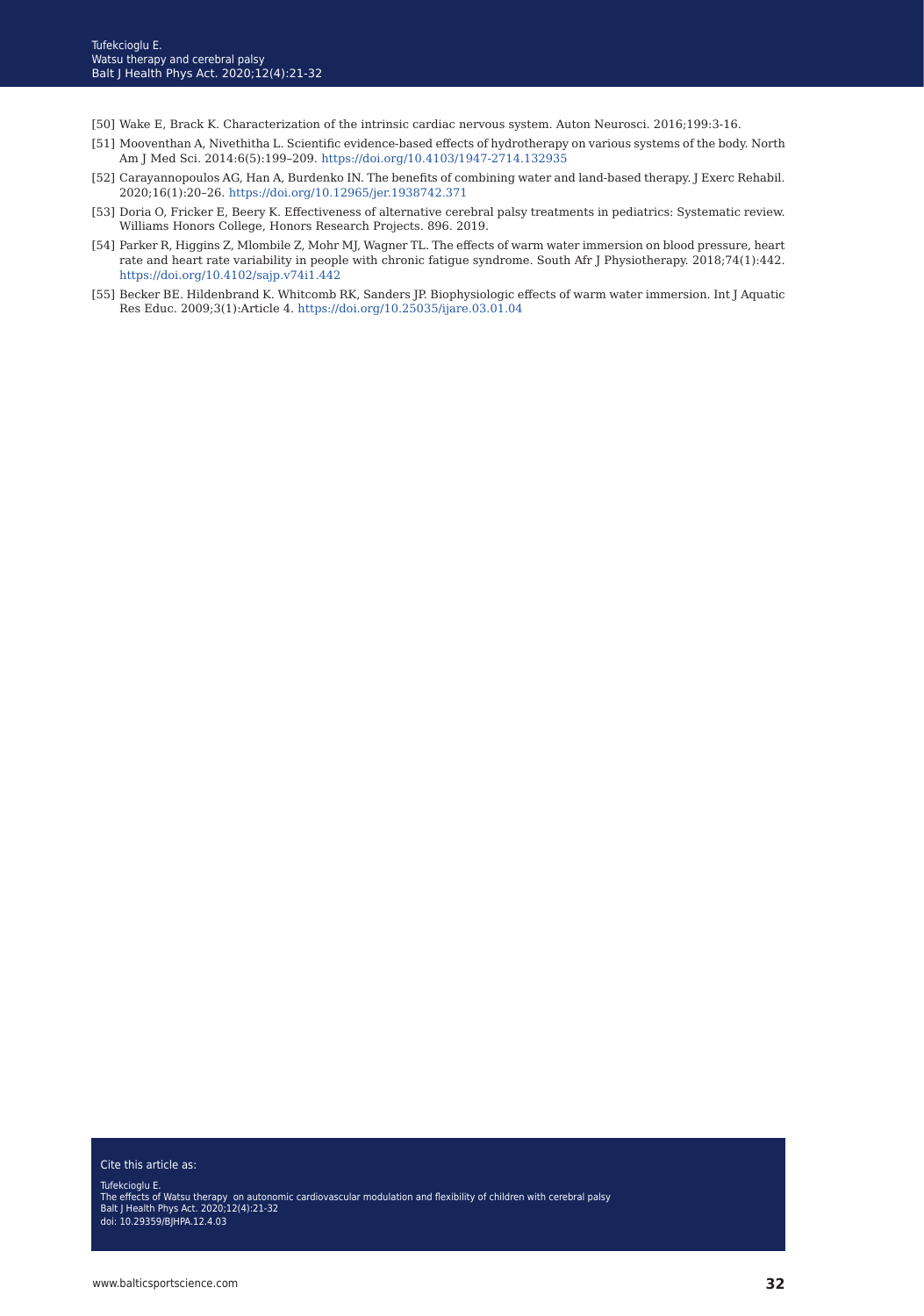[50] Wake E, Brack K. Characterization of the intrinsic cardiac nervous system. Auton Neurosci. 2016;199:3-16.

[51] Mooventhan A, Nivethitha L. Scientific evidence-based effects of hydrotherapy on various systems of the body. North Am J Med Sci. 2014:6(5):199–209. https://doi.org/10.4103/1947-2714.132935

[52] Carayannopoulos AG, Han A, Burdenko IN. The benefits of combining water and land-based therapy. J Exerc Rehabil. 2020;16(1):20–26. https://doi.org/10.12965/jer.1938742.371

[53] Doria O, Fricker E, Beery K. Effectiveness of alternative cerebral palsy treatments in pediatrics: Systematic review. Williams Honors College, Honors Research Projects. 896. 2019.

[54] Parker R, Higgins Z, Mlombile Z, Mohr MJ, Wagner TL. The effects of warm water immersion on blood pressure, heart rate and heart rate variability in people with chronic fatigue syndrome. South Afr J Physiotherapy. 2018;74(1):442. https://doi.org/10.4102/sajp.v74i1.442

[55] Becker BE. Hildenbrand K. Whitcomb RK, Sanders JP. Biophysiologic effects of warm water immersion. Int J Aquatic Res Educ. 2009;3(1):Article 4. https://doi.org/10.25035/ijare.03.01.04

Cite this article as:

Tufekcioglu E.
The effects of Watsu therapy on autonomic cardiovascular modulation and flexibility of children with cerebral palsy
Balt J Health Phys Act. 2020;12(4):21-32
doi: 10.29359/BJHPA.12.4.03